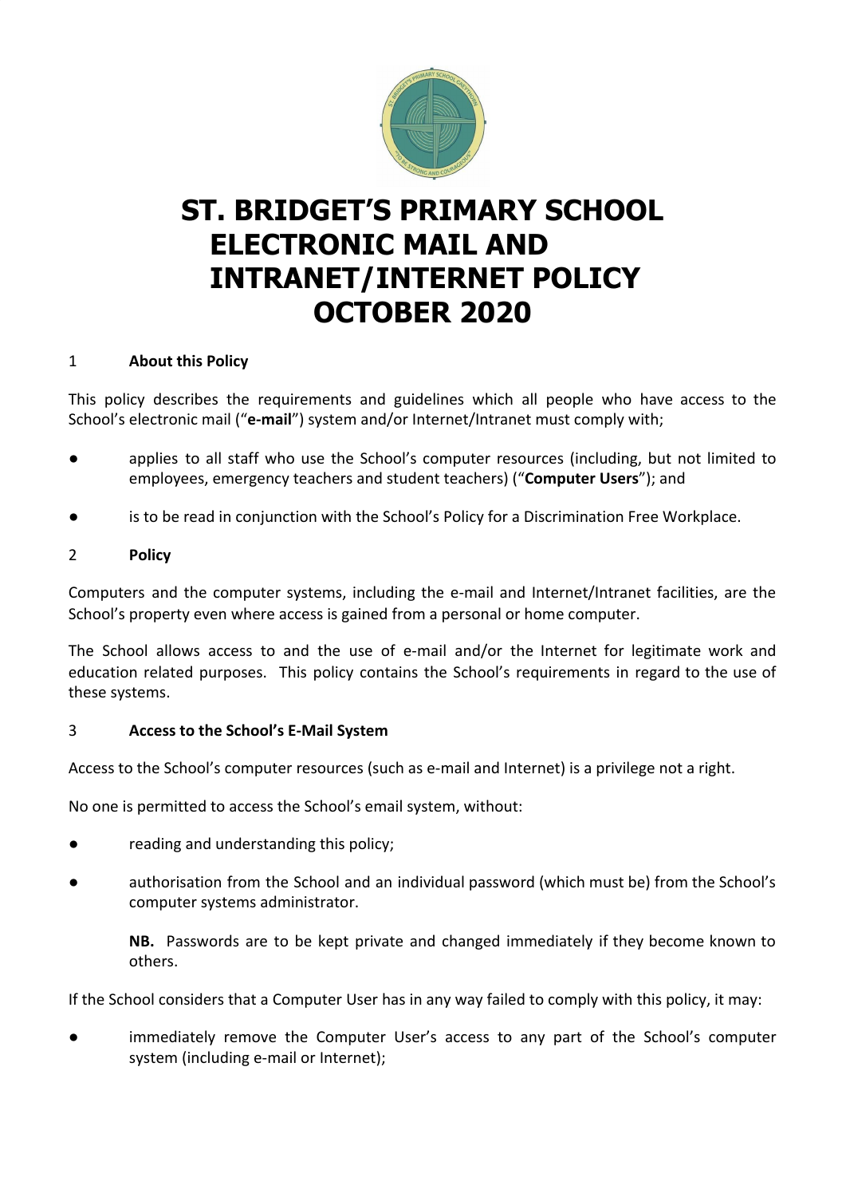# ST. BRIDGET'S PRIMARY SCHOOL ELECTRONIC MAIL AND INTRANET/INTERNET POLICY OCTOBER 2020

## 1 About this Policy

This policy describes the requirements and guidelines which all people who have access to the School's electronic mail ("**e-mail**") system and/or Internet/Intranet must comply with;

- applies to all staff who use the School's computer resources (including, but not limited to employees, emergency teachers and student teachers) ("**Computer Users**"); and
- is to be read in conjunction with the School's Policy for a Discrimination Free Workplace.

## 2 Policy

Computers and the computer systems, including the e-mail and Internet/Intranet facilities, are the School's property even where access is gained from a personal or home computer.

The School allows access to and the use of e-mail and/or the Internet for legitimate work and education related purposes. This policy contains the School's requirements in regard to the use of these systems.

## 3 Access to the School's E-Mail System

Access to the School's computer resources (such as e-mail and Internet) is a privilege not a right.

No one is permitted to access the School's email system, without:

- reading and understanding this policy;
- authorisation from the School and an individual password (which must be) from the School's computer systems administrator.

  **NB.** Passwords are to be kept private and changed immediately if they become known to others.

If the School considers that a Computer User has in any way failed to comply with this policy, it may:

- immediately remove the Computer User's access to any part of the School's computer system (including e-mail or Internet);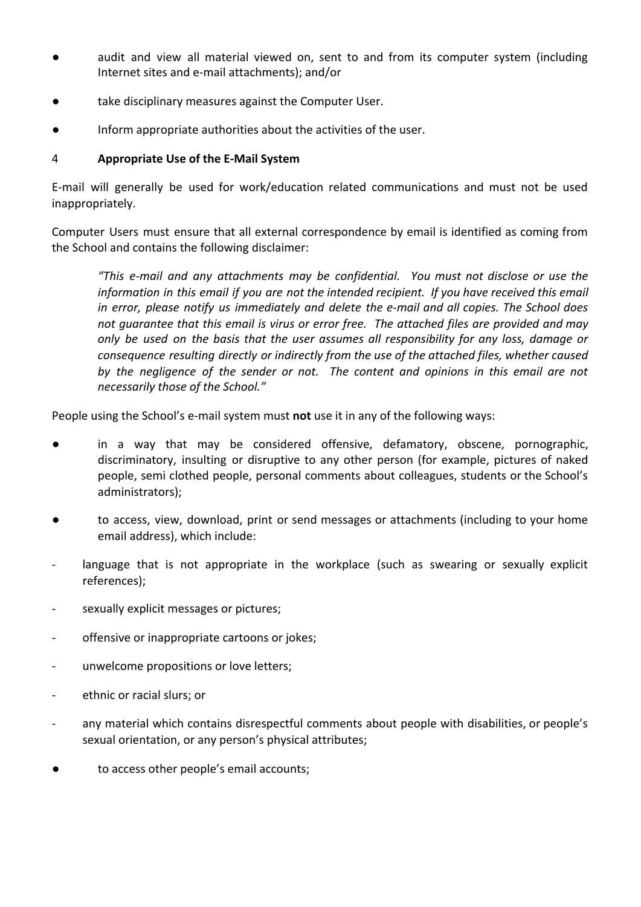- audit and view all material viewed on, sent to and from its computer system (including Internet sites and e-mail attachments); and/or
- take disciplinary measures against the Computer User.
- Inform appropriate authorities about the activities of the user.

## 4 Appropriate Use of the E-Mail System

E-mail will generally be used for work/education related communications and must not be used inappropriately.

Computer Users must ensure that all external correspondence by email is identified as coming from the School and contains the following disclaimer:

> *"This e-mail and any attachments may be confidential. You must not disclose or use the information in this email if you are not the intended recipient. If you have received this email in error, please notify us immediately and delete the e-mail and all copies. The School does not guarantee that this email is virus or error free. The attached files are provided and may only be used on the basis that the user assumes all responsibility for any loss, damage or consequence resulting directly or indirectly from the use of the attached files, whether caused by the negligence of the sender or not. The content and opinions in this email are not necessarily those of the School."*

People using the School's e-mail system must **not** use it in any of the following ways:

- in a way that may be considered offensive, defamatory, obscene, pornographic, discriminatory, insulting or disruptive to any other person (for example, pictures of naked people, semi clothed people, personal comments about colleagues, students or the School's administrators);
- to access, view, download, print or send messages or attachments (including to your home email address), which include:
  - language that is not appropriate in the workplace (such as swearing or sexually explicit references);
  - sexually explicit messages or pictures;
  - offensive or inappropriate cartoons or jokes;
  - unwelcome propositions or love letters;
  - ethnic or racial slurs; or
  - any material which contains disrespectful comments about people with disabilities, or people's sexual orientation, or any person's physical attributes;
- to access other people's email accounts;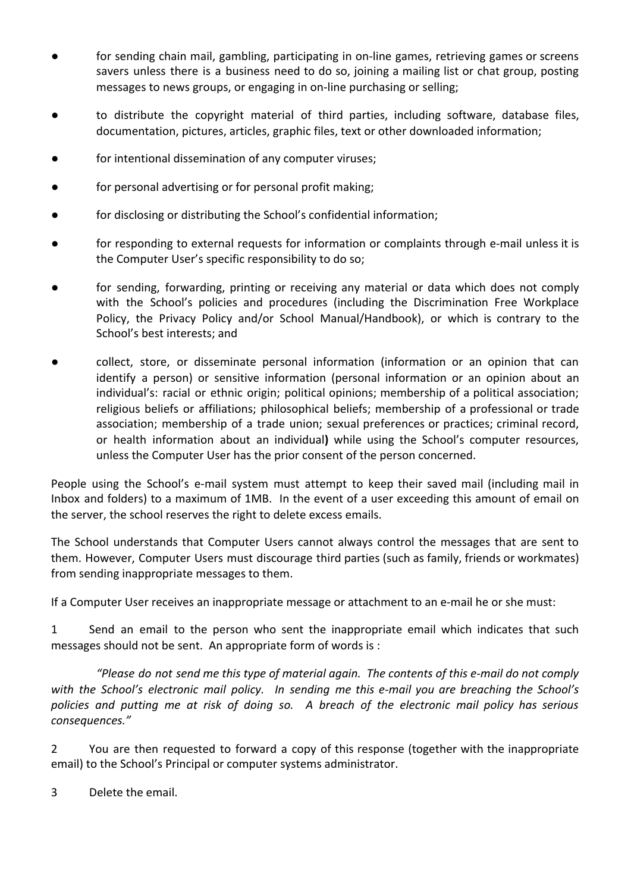- for sending chain mail, gambling, participating in on-line games, retrieving games or screens savers unless there is a business need to do so, joining a mailing list or chat group, posting messages to news groups, or engaging in on-line purchasing or selling;
- to distribute the copyright material of third parties, including software, database files, documentation, pictures, articles, graphic files, text or other downloaded information;
- for intentional dissemination of any computer viruses;
- for personal advertising or for personal profit making;
- for disclosing or distributing the School's confidential information;
- for responding to external requests for information or complaints through e-mail unless it is the Computer User's specific responsibility to do so;
- for sending, forwarding, printing or receiving any material or data which does not comply with the School's policies and procedures (including the Discrimination Free Workplace Policy, the Privacy Policy and/or School Manual/Handbook), or which is contrary to the School's best interests; and
- collect, store, or disseminate personal information (information or an opinion that can identify a person) or sensitive information (personal information or an opinion about an individual's: racial or ethnic origin; political opinions; membership of a political association; religious beliefs or affiliations; philosophical beliefs; membership of a professional or trade association; membership of a trade union; sexual preferences or practices; criminal record, or health information about an individual**)** while using the School's computer resources, unless the Computer User has the prior consent of the person concerned.

People using the School's e-mail system must attempt to keep their saved mail (including mail in Inbox and folders) to a maximum of 1MB. In the event of a user exceeding this amount of email on the server, the school reserves the right to delete excess emails.

The School understands that Computer Users cannot always control the messages that are sent to them. However, Computer Users must discourage third parties (such as family, friends or workmates) from sending inappropriate messages to them.

If a Computer User receives an inappropriate message or attachment to an e-mail he or she must:

1 Send an email to the person who sent the inappropriate email which indicates that such messages should not be sent. An appropriate form of words is :

*"Please do not send me this type of material again. The contents of this e-mail do not comply with the School's electronic mail policy. In sending me this e-mail you are breaching the School's policies and putting me at risk of doing so. A breach of the electronic mail policy has serious consequences."*

2 You are then requested to forward a copy of this response (together with the inappropriate email) to the School's Principal or computer systems administrator.

3 Delete the email.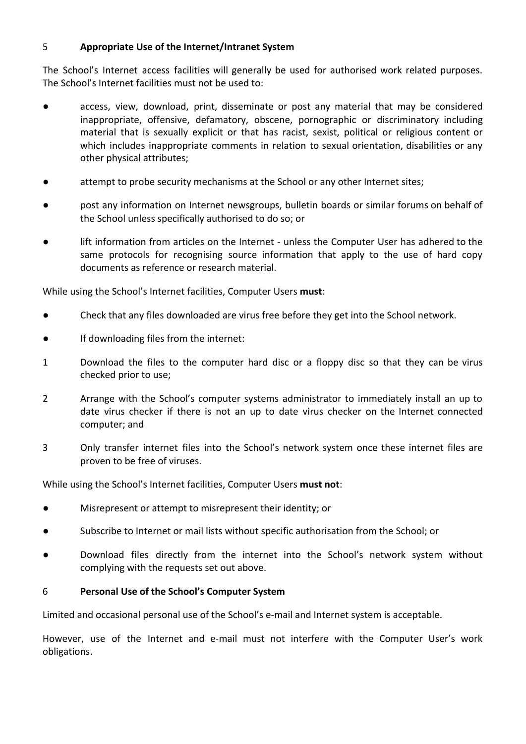## 5 **Appropriate Use of the Internet/Intranet System**

The School's Internet access facilities will generally be used for authorised work related purposes. The School's Internet facilities must not be used to:

- access, view, download, print, disseminate or post any material that may be considered inappropriate, offensive, defamatory, obscene, pornographic or discriminatory including material that is sexually explicit or that has racist, sexist, political or religious content or which includes inappropriate comments in relation to sexual orientation, disabilities or any other physical attributes;
- attempt to probe security mechanisms at the School or any other Internet sites;
- post any information on Internet newsgroups, bulletin boards or similar forums on behalf of the School unless specifically authorised to do so; or
- lift information from articles on the Internet - unless the Computer User has adhered to the same protocols for recognising source information that apply to the use of hard copy documents as reference or research material.

While using the School's Internet facilities, Computer Users **must**:

- Check that any files downloaded are virus free before they get into the School network.
- If downloading files from the internet:

1. Download the files to the computer hard disc or a floppy disc so that they can be virus checked prior to use;
2. Arrange with the School's computer systems administrator to immediately install an up to date virus checker if there is not an up to date virus checker on the Internet connected computer; and
3. Only transfer internet files into the School's network system once these internet files are proven to be free of viruses.

While using the School's Internet facilities, Computer Users **must not**:

- Misrepresent or attempt to misrepresent their identity; or
- Subscribe to Internet or mail lists without specific authorisation from the School; or
- Download files directly from the internet into the School's network system without complying with the requests set out above.

## 6 **Personal Use of the School's Computer System**

Limited and occasional personal use of the School's e-mail and Internet system is acceptable.

However, use of the Internet and e-mail must not interfere with the Computer User's work obligations.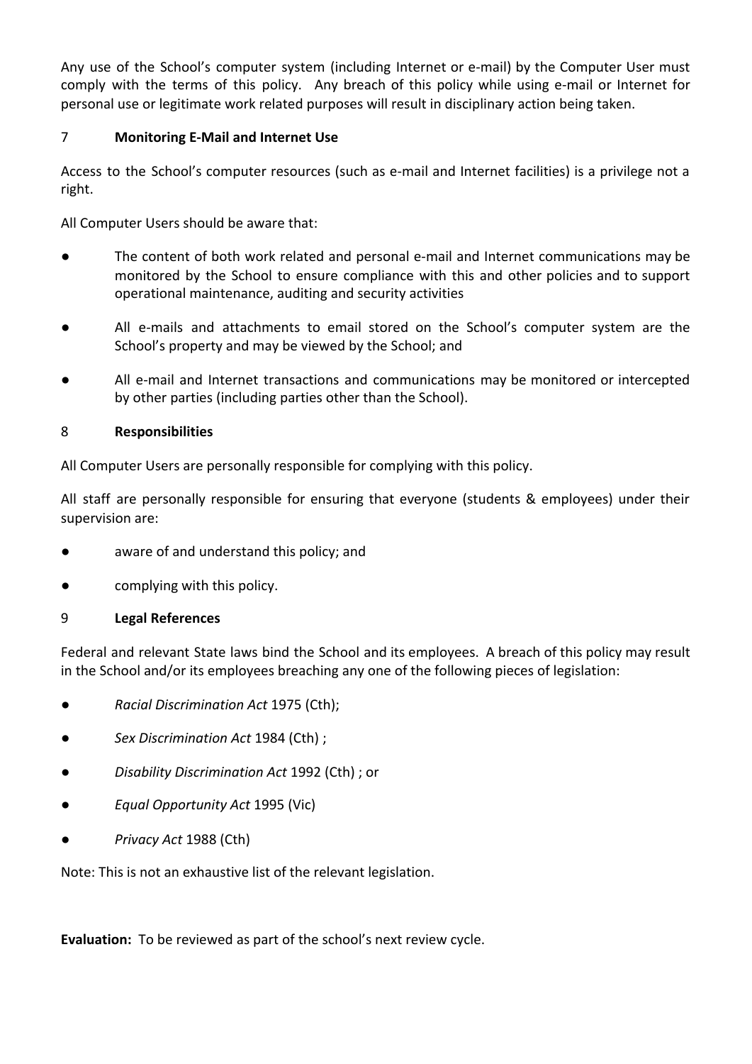Any use of the School's computer system (including Internet or e-mail) by the Computer User must comply with the terms of this policy. Any breach of this policy while using e-mail or Internet for personal use or legitimate work related purposes will result in disciplinary action being taken.

## 7 Monitoring E-Mail and Internet Use

Access to the School's computer resources (such as e-mail and Internet facilities) is a privilege not a right.

All Computer Users should be aware that:

- The content of both work related and personal e-mail and Internet communications may be monitored by the School to ensure compliance with this and other policies and to support operational maintenance, auditing and security activities
- All e-mails and attachments to email stored on the School's computer system are the School's property and may be viewed by the School; and
- All e-mail and Internet transactions and communications may be monitored or intercepted by other parties (including parties other than the School).

## 8 Responsibilities

All Computer Users are personally responsible for complying with this policy.

All staff are personally responsible for ensuring that everyone (students & employees) under their supervision are:

- aware of and understand this policy; and
- complying with this policy.

## 9 Legal References

Federal and relevant State laws bind the School and its employees. A breach of this policy may result in the School and/or its employees breaching any one of the following pieces of legislation:

- *Racial Discrimination Act* 1975 (Cth);
- *Sex Discrimination Act* 1984 (Cth) ;
- *Disability Discrimination Act* 1992 (Cth) ; or
- *Equal Opportunity Act* 1995 (Vic)
- *Privacy Act* 1988 (Cth)

Note: This is not an exhaustive list of the relevant legislation.

**Evaluation:** To be reviewed as part of the school's next review cycle.